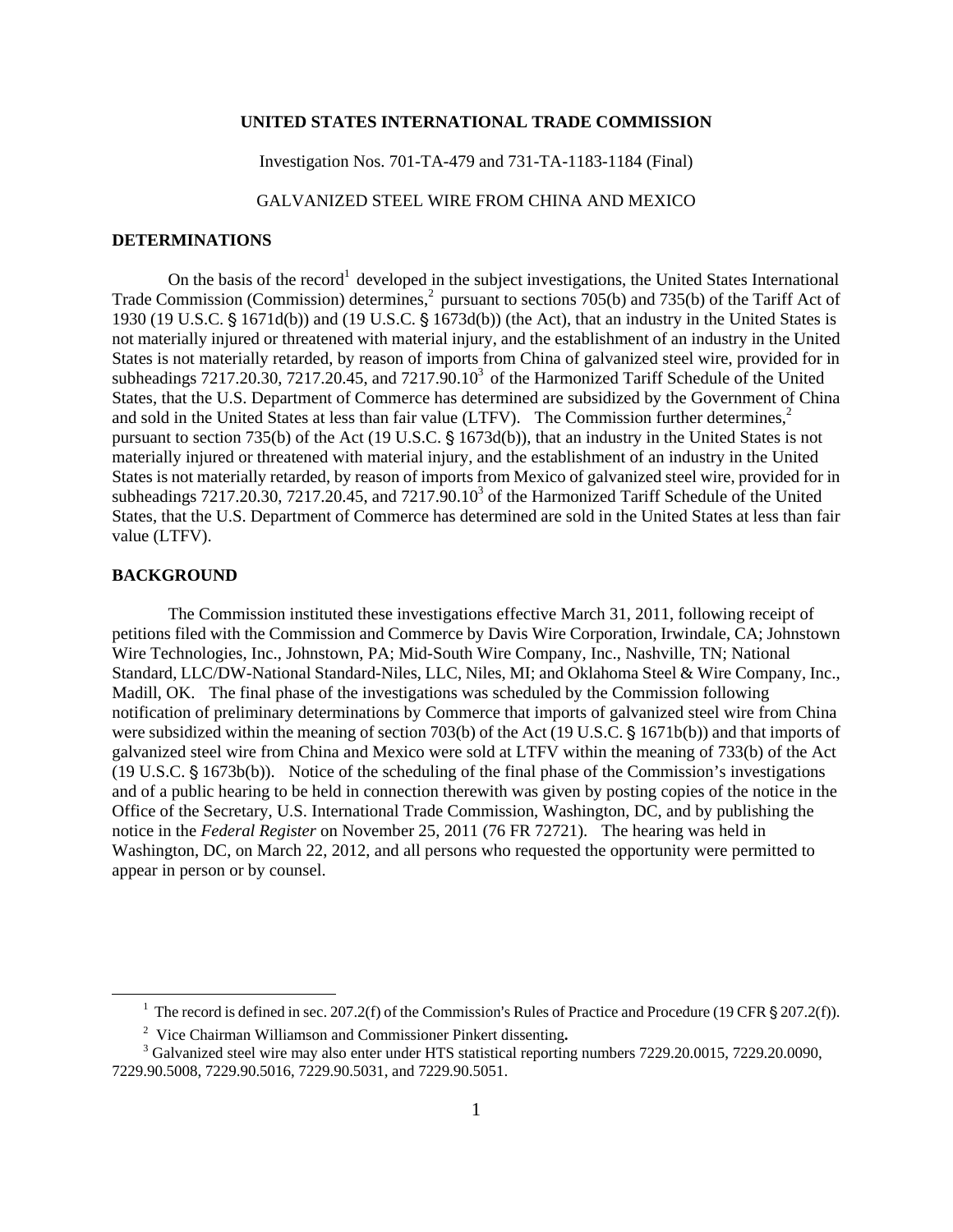**UNITED STATES INTERNATIONAL TRADE COMMISSION**

Investigation Nos. 701-TA-479 and 731-TA-1183-1184 (Final)

GALVANIZED STEEL WIRE FROM CHINA AND MEXICO

## DETERMINATIONS

On the basis of the record[1] developed in the subject investigations, the United States International Trade Commission (Commission) determines,[2] pursuant to sections 705(b) and 735(b) of the Tariff Act of 1930 (19 U.S.C. § 1671d(b)) and (19 U.S.C. § 1673d(b)) (the Act), that an industry in the United States is not materially injured or threatened with material injury, and the establishment of an industry in the United States is not materially retarded, by reason of imports from China of galvanized steel wire, provided for in subheadings 7217.20.30, 7217.20.45, and 7217.90.10[3] of the Harmonized Tariff Schedule of the United States, that the U.S. Department of Commerce has determined are subsidized by the Government of China and sold in the United States at less than fair value (LTFV). The Commission further determines,[2] pursuant to section 735(b) of the Act (19 U.S.C. § 1673d(b)), that an industry in the United States is not materially injured or threatened with material injury, and the establishment of an industry in the United States is not materially retarded, by reason of imports from Mexico of galvanized steel wire, provided for in subheadings 7217.20.30, 7217.20.45, and 7217.90.10[3] of the Harmonized Tariff Schedule of the United States, that the U.S. Department of Commerce has determined are sold in the United States at less than fair value (LTFV).

## BACKGROUND

The Commission instituted these investigations effective March 31, 2011, following receipt of petitions filed with the Commission and Commerce by Davis Wire Corporation, Irwindale, CA; Johnstown Wire Technologies, Inc., Johnstown, PA; Mid-South Wire Company, Inc., Nashville, TN; National Standard, LLC/DW-National Standard-Niles, LLC, Niles, MI; and Oklahoma Steel & Wire Company, Inc., Madill, OK. The final phase of the investigations was scheduled by the Commission following notification of preliminary determinations by Commerce that imports of galvanized steel wire from China were subsidized within the meaning of section 703(b) of the Act (19 U.S.C. § 1671b(b)) and that imports of galvanized steel wire from China and Mexico were sold at LTFV within the meaning of 733(b) of the Act (19 U.S.C. § 1673b(b)). Notice of the scheduling of the final phase of the Commission's investigations and of a public hearing to be held in connection therewith was given by posting copies of the notice in the Office of the Secretary, U.S. International Trade Commission, Washington, DC, and by publishing the notice in the *Federal Register* on November 25, 2011 (76 FR 72721). The hearing was held in Washington, DC, on March 22, 2012, and all persons who requested the opportunity were permitted to appear in person or by counsel.

---

[1] The record is defined in sec. 207.2(f) of the Commission's Rules of Practice and Procedure (19 CFR § 207.2(f)).

[2] Vice Chairman Williamson and Commissioner Pinkert dissenting**.**

[3] Galvanized steel wire may also enter under HTS statistical reporting numbers 7229.20.0015, 7229.20.0090, 7229.90.5008, 7229.90.5016, 7229.90.5031, and 7229.90.5051.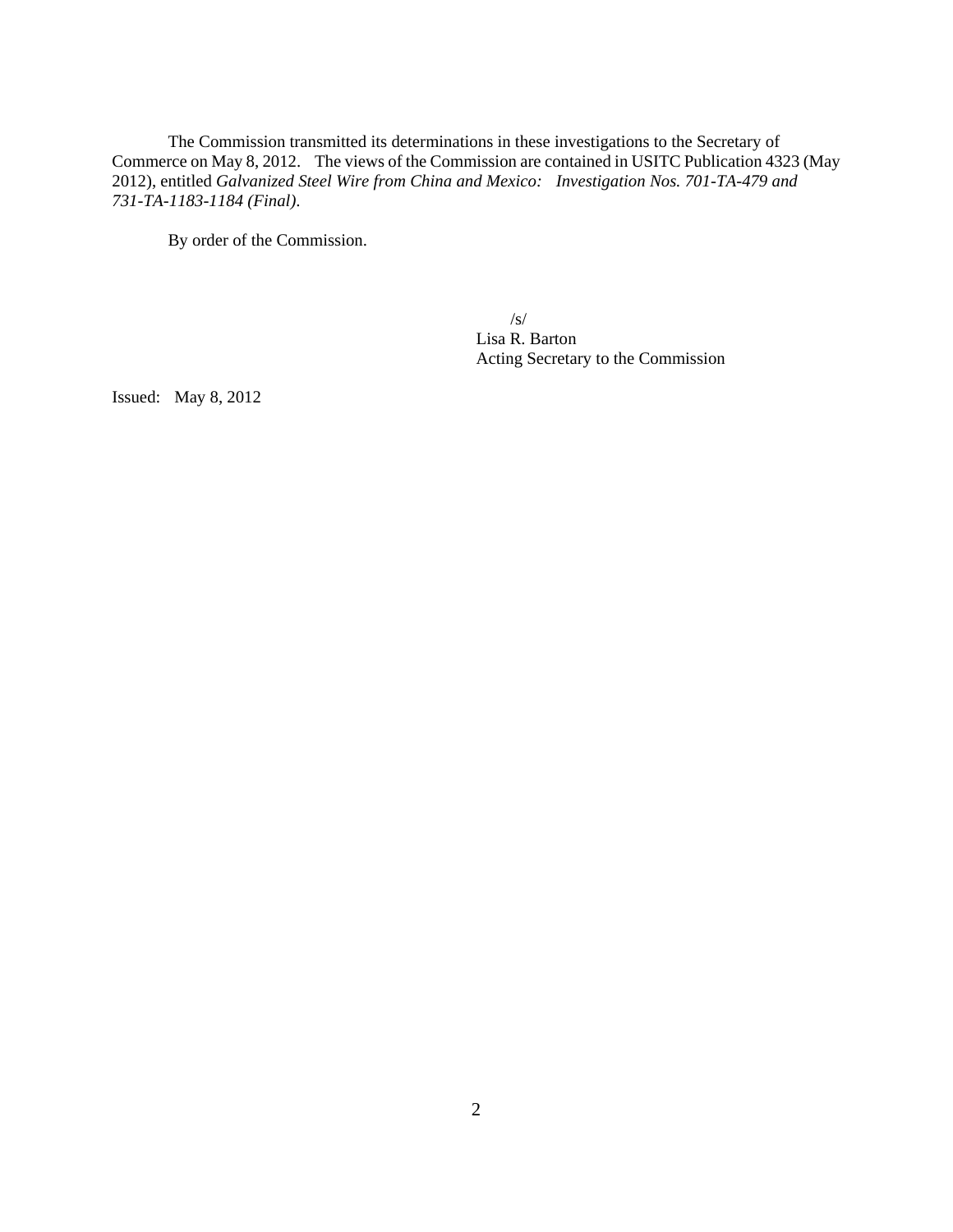The Commission transmitted its determinations in these investigations to the Secretary of Commerce on May 8, 2012. The views of the Commission are contained in USITC Publication 4323 (May 2012), entitled *Galvanized Steel Wire from China and Mexico: Investigation Nos. 701-TA-479 and 731-TA-1183-1184 (Final)*.

By order of the Commission.

/s/
Lisa R. Barton
Acting Secretary to the Commission

Issued: May 8, 2012